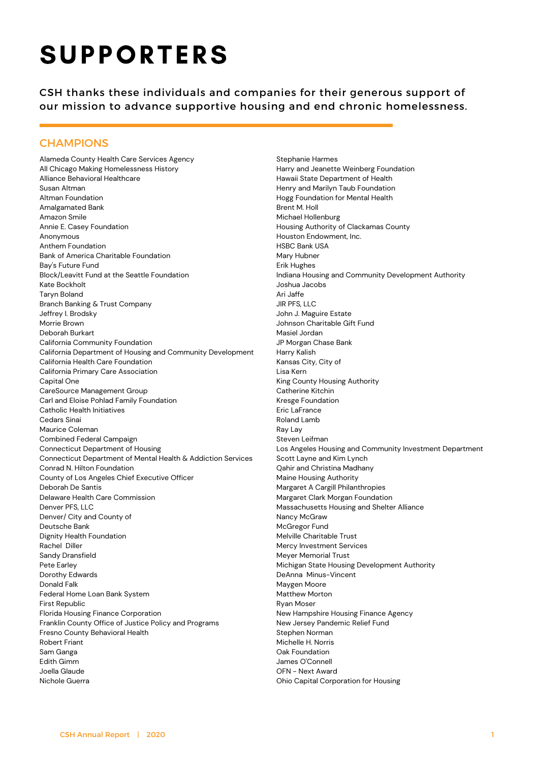# SUPPORTERS

CSH thanks these individuals and companies for their generous support of our mission to advance supportive housing and end chronic homelessness.

## CHAMPIONS

Alameda County Health Care Services Agency
All Chicago Making Homelessness History
Alliance Behavioral Healthcare
Susan Altman
Altman Foundation
Amalgamated Bank
Amazon Smile
Annie E. Casey Foundation
Anonymous
Anthem Foundation
Bank of America Charitable Foundation
Bay's Future Fund
Block/Leavitt Fund at the Seattle Foundation
Kate Bockholt
Taryn Boland
Branch Banking & Trust Company
Jeffrey I. Brodsky
Morrie Brown
Deborah Burkart
California Community Foundation
California Department of Housing and Community Development
California Health Care Foundation
California Primary Care Association
Capital One
CareSource Management Group
Carl and Eloise Pohlad Family Foundation
Catholic Health Initiatives
Cedars Sinai
Maurice Coleman
Combined Federal Campaign
Connecticut Department of Housing
Connecticut Department of Mental Health & Addiction Services
Conrad N. Hilton Foundation
County of Los Angeles Chief Executive Officer
Deborah De Santis
Delaware Health Care Commission
Denver PFS, LLC
Denver/ City and County of
Deutsche Bank
Dignity Health Foundation
Rachel Diller
Sandy Dransfield
Pete Earley
Dorothy Edwards
Donald Falk
Federal Home Loan Bank System
First Republic
Florida Housing Finance Corporation
Franklin County Office of Justice Policy and Programs
Fresno County Behavioral Health
Robert Friant
Sam Ganga
Edith Gimm
Joella Glaude
Nichole Guerra
Stephanie Harmes
Harry and Jeanette Weinberg Foundation
Hawaii State Department of Health
Henry and Marilyn Taub Foundation
Hogg Foundation for Mental Health
Brent M. Holl
Michael Hollenburg
Housing Authority of Clackamas County
Houston Endowment, Inc.
HSBC Bank USA
Mary Hubner
Erik Hughes
Indiana Housing and Community Development Authority
Joshua Jacobs
Ari Jaffe
JIR PFS, LLC
John J. Maguire Estate
Johnson Charitable Gift Fund
Masiel Jordan
JP Morgan Chase Bank
Harry Kalish
Kansas City, City of
Lisa Kern
King County Housing Authority
Catherine Kitchin
Kresge Foundation
Eric LaFrance
Roland Lamb
Ray Lay
Steven Leifman
Los Angeles Housing and Community Investment Department
Scott Layne and Kim Lynch
Qahir and Christina Madhany
Maine Housing Authority
Margaret A Cargill Philanthropies
Margaret Clark Morgan Foundation
Massachusetts Housing and Shelter Alliance
Nancy McGraw
McGregor Fund
Melville Charitable Trust
Mercy Investment Services
Meyer Memorial Trust
Michigan State Housing Development Authority
DeAnna Minus-Vincent
Maygen Moore
Matthew Morton
Ryan Moser
New Hampshire Housing Finance Agency
New Jersey Pandemic Relief Fund
Stephen Norman
Michelle H. Norris
Oak Foundation
James O'Connell
OFN - Next Award
Ohio Capital Corporation for Housing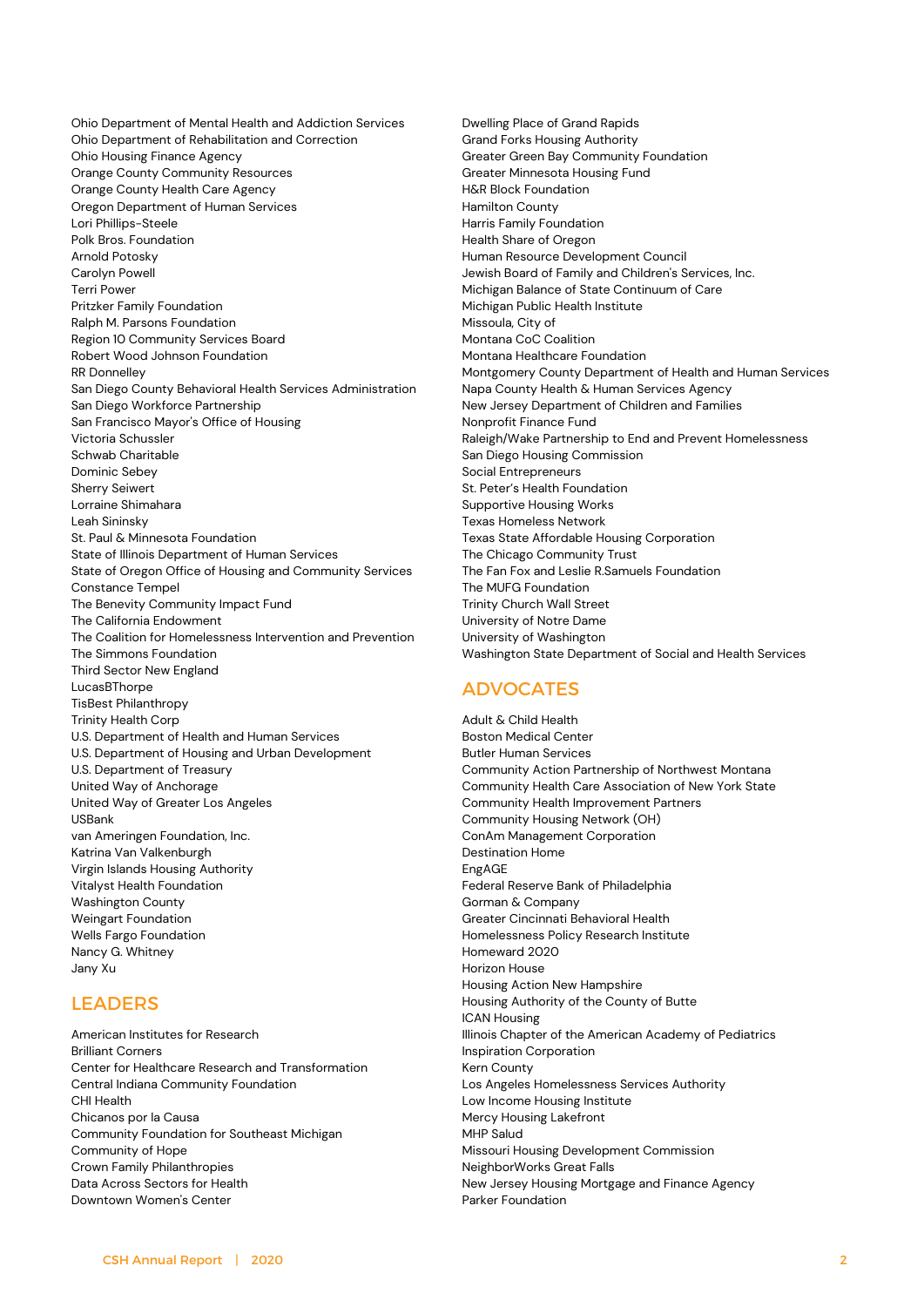Ohio Department of Mental Health and Addiction Services
Ohio Department of Rehabilitation and Correction
Ohio Housing Finance Agency
Orange County Community Resources
Orange County Health Care Agency
Oregon Department of Human Services
Lori Phillips-Steele
Polk Bros. Foundation
Arnold Potosky
Carolyn Powell
Terri Power
Pritzker Family Foundation
Ralph M. Parsons Foundation
Region 10 Community Services Board
Robert Wood Johnson Foundation
RR Donnelley
San Diego County Behavioral Health Services Administration
San Diego Workforce Partnership
San Francisco Mayor's Office of Housing
Victoria Schussler
Schwab Charitable
Dominic Sebey
Sherry Seiwert
Lorraine Shimahara
Leah Sininsky
St. Paul & Minnesota Foundation
State of Illinois Department of Human Services
State of Oregon Office of Housing and Community Services
Constance Tempel
The Benevity Community Impact Fund
The California Endowment
The Coalition for Homelessness Intervention and Prevention
The Simmons Foundation
Third Sector New England
LucasBThorpe
TisBest Philanthropy
Trinity Health Corp
U.S. Department of Health and Human Services
U.S. Department of Housing and Urban Development
U.S. Department of Treasury
United Way of Anchorage
United Way of Greater Los Angeles
USBank
van Ameringen Foundation, Inc.
Katrina Van Valkenburgh
Virgin Islands Housing Authority
Vitalyst Health Foundation
Washington County
Weingart Foundation
Wells Fargo Foundation
Nancy G. Whitney
Jany Xu

## LEADERS

American Institutes for Research
Brilliant Corners
Center for Healthcare Research and Transformation
Central Indiana Community Foundation
CHI Health
Chicanos por la Causa
Community Foundation for Southeast Michigan
Community of Hope
Crown Family Philanthropies
Data Across Sectors for Health
Downtown Women's Center
Dwelling Place of Grand Rapids
Grand Forks Housing Authority
Greater Green Bay Community Foundation
Greater Minnesota Housing Fund
H&R Block Foundation
Hamilton County
Harris Family Foundation
Health Share of Oregon
Human Resource Development Council
Jewish Board of Family and Children's Services, Inc.
Michigan Balance of State Continuum of Care
Michigan Public Health Institute
Missoula, City of
Montana CoC Coalition
Montana Healthcare Foundation
Montgomery County Department of Health and Human Services
Napa County Health & Human Services Agency
New Jersey Department of Children and Families
Nonprofit Finance Fund
Raleigh/Wake Partnership to End and Prevent Homelessness
San Diego Housing Commission
Social Entrepreneurs
St. Peter's Health Foundation
Supportive Housing Works
Texas Homeless Network
Texas State Affordable Housing Corporation
The Chicago Community Trust
The Fan Fox and Leslie R.Samuels Foundation
The MUFG Foundation
Trinity Church Wall Street
University of Notre Dame
University of Washington
Washington State Department of Social and Health Services

## ADVOCATES

Adult & Child Health
Boston Medical Center
Butler Human Services
Community Action Partnership of Northwest Montana
Community Health Care Association of New York State
Community Health Improvement Partners
Community Housing Network (OH)
ConAm Management Corporation
Destination Home
EngAGE
Federal Reserve Bank of Philadelphia
Gorman & Company
Greater Cincinnati Behavioral Health
Homelessness Policy Research Institute
Homeward 2020
Horizon House
Housing Action New Hampshire
Housing Authority of the County of Butte
ICAN Housing
Illinois Chapter of the American Academy of Pediatrics
Inspiration Corporation
Kern County
Los Angeles Homelessness Services Authority
Low Income Housing Institute
Mercy Housing Lakefront
MHP Salud
Missouri Housing Development Commission
NeighborWorks Great Falls
New Jersey Housing Mortgage and Finance Agency
Parker Foundation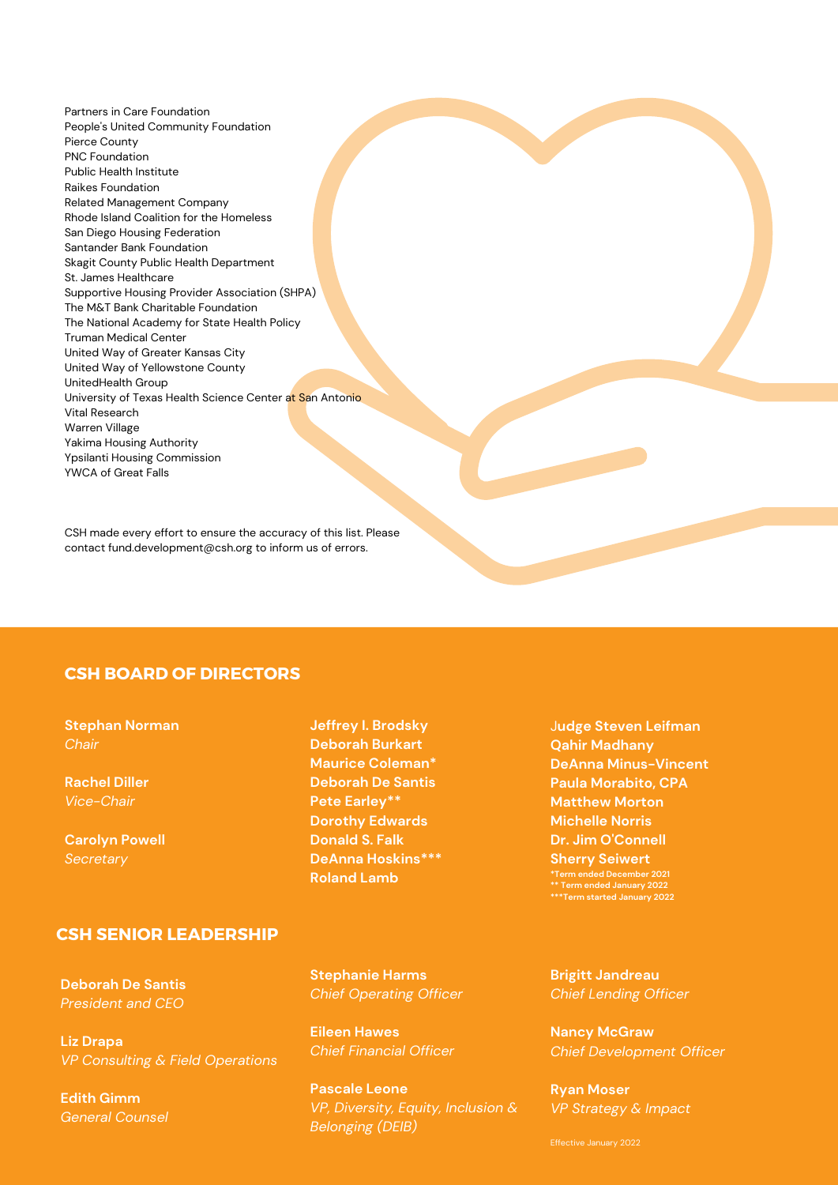Partners in Care Foundation
People's United Community Foundation
Pierce County
PNC Foundation
Public Health Institute
Raikes Foundation
Related Management Company
Rhode Island Coalition for the Homeless
San Diego Housing Federation
Santander Bank Foundation
Skagit County Public Health Department
St. James Healthcare
Supportive Housing Provider Association (SHPA)
The M&T Bank Charitable Foundation
The National Academy for State Health Policy
Truman Medical Center
United Way of Greater Kansas City
United Way of Yellowstone County
UnitedHealth Group
University of Texas Health Science Center at San Antonio
Vital Research
Warren Village
Yakima Housing Authority
Ypsilanti Housing Commission
YWCA of Great Falls

CSH made every effort to ensure the accuracy of this list. Please contact fund.development@csh.org to inform us of errors.

## CSH BOARD OF DIRECTORS

**Stephan Norman**
*Chair*

**Rachel Diller**
*Vice-Chair*

**Carolyn Powell**
*Secretary*

**Jeffrey I. Brodsky**
**Deborah Burkart**
**Maurice Coleman***
**Deborah De Santis**
**Pete Earley****
**Dorothy Edwards**
**Donald S. Falk**
**DeAnna Hoskins*****
**Roland Lamb**

**Judge Steven Leifman**
**Qahir Madhany**
**DeAnna Minus-Vincent**
**Paula Morabito, CPA**
**Matthew Morton**
**Michelle Norris**
**Dr. Jim O'Connell**
**Sherry Seiwert**

*Term ended December 2021
** Term ended January 2022
***Term started January 2022

## CSH SENIOR LEADERSHIP

**Deborah De Santis**
*President and CEO*

**Liz Drapa**
*VP Consulting & Field Operations*

**Edith Gimm**
*General Counsel*

**Stephanie Harms**
*Chief Operating Officer*

**Eileen Hawes**
*Chief Financial Officer*

**Pascale Leone**
*VP, Diversity, Equity, Inclusion & Belonging (DEIB)*

**Brigitt Jandreau**
*Chief Lending Officer*

**Nancy McGraw**
*Chief Development Officer*

**Ryan Moser**
*VP Strategy & Impact*

Effective January 2022